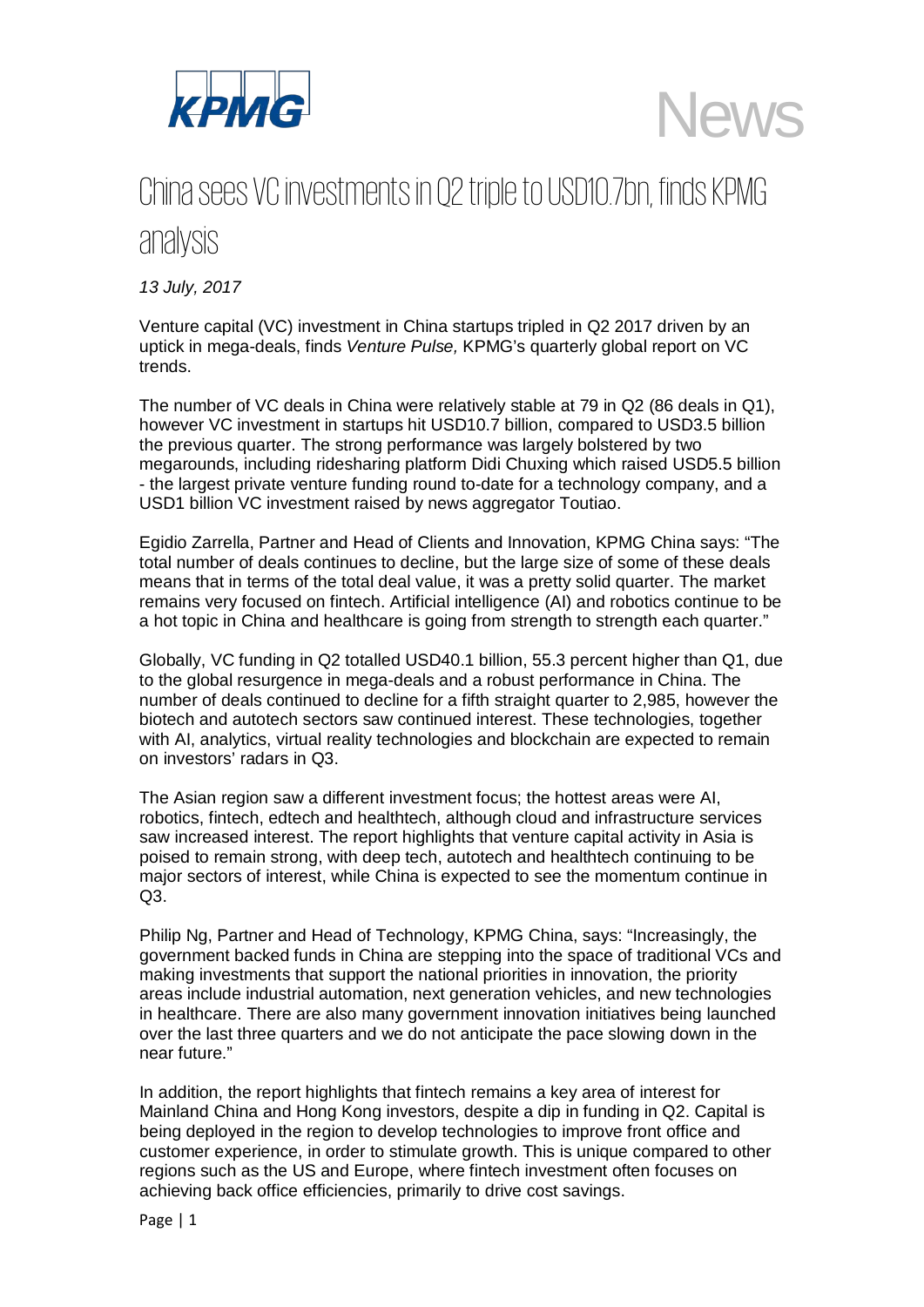KPMG

News

# China sees VC investments in Q2 triple to USD10.7bn, finds KPMG analysis

*13 July, 2017*

Venture capital (VC) investment in China startups tripled in Q2 2017 driven by an uptick in mega-deals, finds *Venture Pulse,* KPMG's quarterly global report on VC trends.

The number of VC deals in China were relatively stable at 79 in Q2 (86 deals in Q1), however VC investment in startups hit USD10.7 billion, compared to USD3.5 billion the previous quarter. The strong performance was largely bolstered by two megarounds, including ridesharing platform Didi Chuxing which raised USD5.5 billion - the largest private venture funding round to-date for a technology company, and a USD1 billion VC investment raised by news aggregator Toutiao.

Egidio Zarrella, Partner and Head of Clients and Innovation, KPMG China says: "The total number of deals continues to decline, but the large size of some of these deals means that in terms of the total deal value, it was a pretty solid quarter. The market remains very focused on fintech. Artificial intelligence (AI) and robotics continue to be a hot topic in China and healthcare is going from strength to strength each quarter."

Globally, VC funding in Q2 totalled USD40.1 billion, 55.3 percent higher than Q1, due to the global resurgence in mega-deals and a robust performance in China. The number of deals continued to decline for a fifth straight quarter to 2,985, however the biotech and autotech sectors saw continued interest. These technologies, together with AI, analytics, virtual reality technologies and blockchain are expected to remain on investors' radars in Q3.

The Asian region saw a different investment focus; the hottest areas were AI, robotics, fintech, edtech and healthtech, although cloud and infrastructure services saw increased interest. The report highlights that venture capital activity in Asia is poised to remain strong, with deep tech, autotech and healthtech continuing to be major sectors of interest, while China is expected to see the momentum continue in Q3.

Philip Ng, Partner and Head of Technology, KPMG China, says: "Increasingly, the government backed funds in China are stepping into the space of traditional VCs and making investments that support the national priorities in innovation, the priority areas include industrial automation, next generation vehicles, and new technologies in healthcare. There are also many government innovation initiatives being launched over the last three quarters and we do not anticipate the pace slowing down in the near future."

In addition, the report highlights that fintech remains a key area of interest for Mainland China and Hong Kong investors, despite a dip in funding in Q2. Capital is being deployed in the region to develop technologies to improve front office and customer experience, in order to stimulate growth. This is unique compared to other regions such as the US and Europe, where fintech investment often focuses on achieving back office efficiencies, primarily to drive cost savings.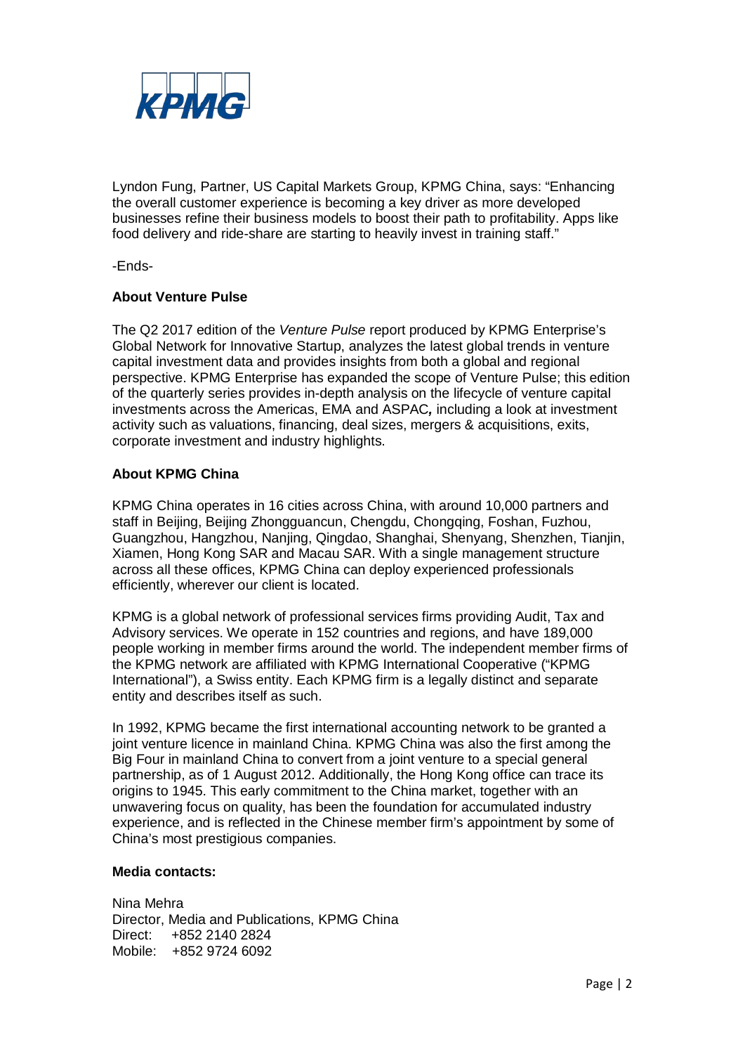Lyndon Fung, Partner, US Capital Markets Group, KPMG China, says: "Enhancing the overall customer experience is becoming a key driver as more developed businesses refine their business models to boost their path to profitability. Apps like food delivery and ride-share are starting to heavily invest in training staff."

-Ends-

**About Venture Pulse**

The Q2 2017 edition of the *Venture Pulse* report produced by KPMG Enterprise's Global Network for Innovative Startup, analyzes the latest global trends in venture capital investment data and provides insights from both a global and regional perspective. KPMG Enterprise has expanded the scope of Venture Pulse; this edition of the quarterly series provides in-depth analysis on the lifecycle of venture capital investments across the Americas, EMA and ASPAC***,*** including a look at investment activity such as valuations, financing, deal sizes, mergers & acquisitions, exits, corporate investment and industry highlights.

**About KPMG China**

KPMG China operates in 16 cities across China, with around 10,000 partners and staff in Beijing, Beijing Zhongguancun, Chengdu, Chongqing, Foshan, Fuzhou, Guangzhou, Hangzhou, Nanjing, Qingdao, Shanghai, Shenyang, Shenzhen, Tianjin, Xiamen, Hong Kong SAR and Macau SAR. With a single management structure across all these offices, KPMG China can deploy experienced professionals efficiently, wherever our client is located.

KPMG is a global network of professional services firms providing Audit, Tax and Advisory services. We operate in 152 countries and regions, and have 189,000 people working in member firms around the world. The independent member firms of the KPMG network are affiliated with KPMG International Cooperative ("KPMG International"), a Swiss entity. Each KPMG firm is a legally distinct and separate entity and describes itself as such.

In 1992, KPMG became the first international accounting network to be granted a joint venture licence in mainland China. KPMG China was also the first among the Big Four in mainland China to convert from a joint venture to a special general partnership, as of 1 August 2012. Additionally, the Hong Kong office can trace its origins to 1945. This early commitment to the China market, together with an unwavering focus on quality, has been the foundation for accumulated industry experience, and is reflected in the Chinese member firm's appointment by some of China's most prestigious companies.

**Media contacts:**

Nina Mehra
Director, Media and Publications, KPMG China
Direct: +852 2140 2824
Mobile: +852 9724 6092